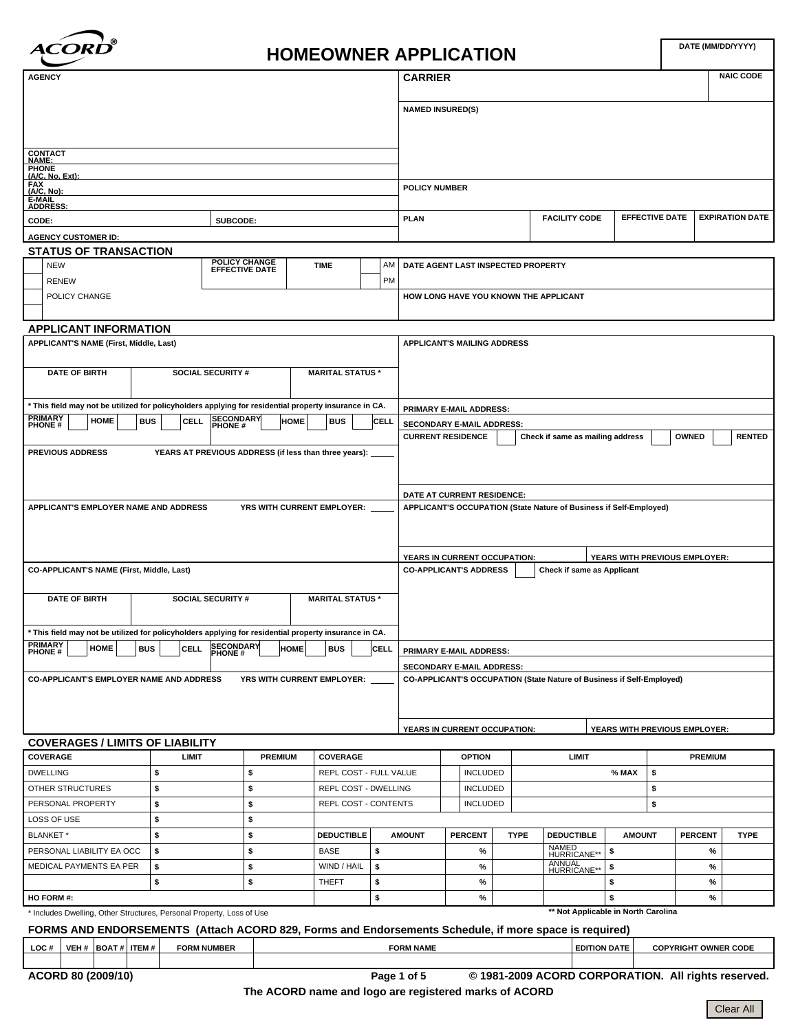ACORD®

# HOMEOWNER APPLICATION

DATE (MM/DD/YYYY)

| AGENCY | CARRIER | NAIC CODE |
|---|---|---|
| | NAMED INSURED(S) | |
| CONTACT NAME: | | |
| PHONE (A/C, No, Ext): | | |
| FAX (A/C, No): | POLICY NUMBER | |
| E-MAIL ADDRESS: | | |
| CODE: SUBCODE: | PLAN / FACILITY CODE / EFFECTIVE DATE / EXPIRATION DATE | |
| AGENCY CUSTOMER ID: | | |

## STATUS OF TRANSACTION

| | | | | |
|---|---|---|---|---|
| NEW | POLICY CHANGE EFFECTIVE DATE | TIME | AM | DATE AGENT LAST INSPECTED PROPERTY |
| RENEW | | | PM | |
| POLICY CHANGE | | | | HOW LONG HAVE YOU KNOWN THE APPLICANT |

## APPLICANT INFORMATION

APPLICANT'S NAME (First, Middle, Last)

APPLICANT'S MAILING ADDRESS

| DATE OF BIRTH | SOCIAL SECURITY # | MARITAL STATUS * |
|---|---|---|
| | | |

* This field may not be utilized for policyholders applying for residential property insurance in CA.

PRIMARY PHONE #: HOME / BUS / CELL — SECONDARY PHONE #: HOME / BUS / CELL

PRIMARY E-MAIL ADDRESS:

SECONDARY E-MAIL ADDRESS:

CURRENT RESIDENCE — Check if same as mailing address — OWNED — RENTED

PREVIOUS ADDRESS — YEARS AT PREVIOUS ADDRESS (if less than three years): ____

DATE AT CURRENT RESIDENCE:

APPLICANT'S EMPLOYER NAME AND ADDRESS — YRS WITH CURRENT EMPLOYER: ____

APPLICANT'S OCCUPATION (State Nature of Business if Self-Employed)

YEARS IN CURRENT OCCUPATION: — YEARS WITH PREVIOUS EMPLOYER:

CO-APPLICANT'S NAME (First, Middle, Last)

CO-APPLICANT'S ADDRESS — Check if same as Applicant

| DATE OF BIRTH | SOCIAL SECURITY # | MARITAL STATUS * |
|---|---|---|
| | | |

* This field may not be utilized for policyholders applying for residential property insurance in CA.

PRIMARY PHONE #: HOME / BUS / CELL — SECONDARY PHONE #: HOME / BUS / CELL

PRIMARY E-MAIL ADDRESS:

SECONDARY E-MAIL ADDRESS:

CO-APPLICANT'S EMPLOYER NAME AND ADDRESS — YRS WITH CURRENT EMPLOYER: ____

CO-APPLICANT'S OCCUPATION (State Nature of Business if Self-Employed)

YEARS IN CURRENT OCCUPATION: — YEARS WITH PREVIOUS EMPLOYER:

## COVERAGES / LIMITS OF LIABILITY

| COVERAGE | LIMIT | PREMIUM |
|---|---|---|
| DWELLING | $ | $ |
| OTHER STRUCTURES | $ | $ |
| PERSONAL PROPERTY | $ | $ |
| LOSS OF USE | $ | $ |
| BLANKET * | $ | $ |
| PERSONAL LIABILITY EA OCC | $ | $ |
| MEDICAL PAYMENTS EA PER | $ | $ |
| | $ | $ |
| HO FORM #: | | |

| COVERAGE | OPTION | LIMIT | PREMIUM |
|---|---|---|---|
| REPL COST - FULL VALUE | INCLUDED | % MAX | $ |
| REPL COST - DWELLING | INCLUDED | | $ |
| REPL COST - CONTENTS | INCLUDED | | $ |

| DEDUCTIBLE | AMOUNT | PERCENT | TYPE | DEDUCTIBLE | AMOUNT | PERCENT | TYPE |
|---|---|---|---|---|---|---|---|
| BASE | $ | % | | NAMED HURRICANE** | $ | % | |
| WIND / HAIL | $ | % | | ANNUAL HURRICANE** | $ | % | |
| THEFT | $ | % | | | $ | % | |
| | $ | % | | | $ | % | |

* Includes Dwelling, Other Structures, Personal Property, Loss of Use

** Not Applicable in North Carolina

## FORMS AND ENDORSEMENTS (Attach ACORD 829, Forms and Endorsements Schedule, if more space is required)

| LOC # | VEH # | BOAT # | ITEM # | FORM NUMBER | FORM NAME | EDITION DATE | COPYRIGHT OWNER CODE |
|---|---|---|---|---|---|---|---|
| | | | | | | | |

ACORD 80 (2009/10) © 1981-2009 ACORD CORPORATION. All rights reserved.

The ACORD name and logo are registered marks of ACORD

Clear All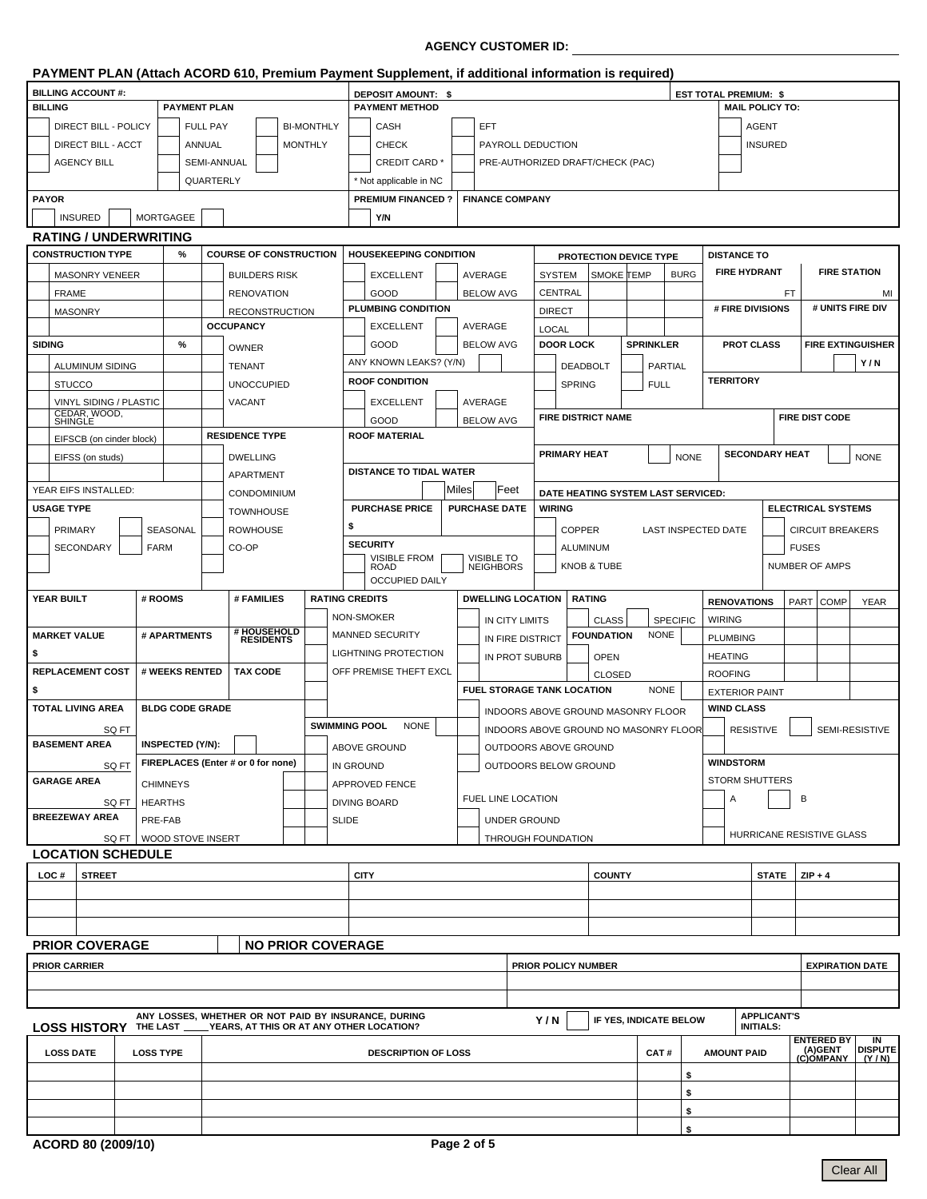AGENCY CUSTOMER ID: ______________________

## PAYMENT PLAN (Attach ACORD 610, Premium Payment Supplement, if additional information is required)

| BILLING ACCOUNT #: | DEPOSIT AMOUNT: $ | EST TOTAL PREMIUM: $ |
|---|---|---|

| BILLING | PAYMENT PLAN | | PAYMENT METHOD | | MAIL POLICY TO: |
|---|---|---|---|---|---|
| DIRECT BILL - POLICY | FULL PAY | BI-MONTHLY | CASH | EFT | AGENT |
| DIRECT BILL - ACCT | ANNUAL | MONTHLY | CHECK | PAYROLL DEDUCTION | INSURED |
| AGENCY BILL | SEMI-ANNUAL | | CREDIT CARD * | PRE-AUTHORIZED DRAFT/CHECK (PAC) | |
| | QUARTERLY | | * Not applicable in NC | | |

| PAYOR | PREMIUM FINANCED ? | FINANCE COMPANY |
|---|---|---|
| INSURED / MORTGAGEE / | Y/N | |

## RATING / UNDERWRITING

| CONSTRUCTION TYPE | % | COURSE OF CONSTRUCTION |
|---|---|---|
| MASONRY VENEER | | BUILDERS RISK |
| FRAME | | RENOVATION |
| MASONRY | | RECONSTRUCTION |

| OCCUPANCY |
|---|
| OWNER |
| TENANT |
| UNOCCUPIED |
| VACANT |

| SIDING | % |
|---|---|
| ALUMINUM SIDING | |
| STUCCO | |
| VINYL SIDING / PLASTIC | |
| CEDAR, WOOD, SHINGLE | |
| EIFSCB (on cinder block) | |
| EIFSS (on studs) | |
| | |

YEAR EIFS INSTALLED:

| RESIDENCE TYPE |
|---|
| DWELLING |
| APARTMENT |
| CONDOMINIUM |
| TOWNHOUSE |
| ROWHOUSE |
| CO-OP |

| USAGE TYPE | |
|---|---|
| PRIMARY | SEASONAL |
| SECONDARY | FARM |

| HOUSEKEEPING CONDITION | |
|---|---|
| EXCELLENT | AVERAGE |
| GOOD | BELOW AVG |

| PLUMBING CONDITION | |
|---|---|
| EXCELLENT | AVERAGE |
| GOOD | BELOW AVG |

ANY KNOWN LEAKS? (Y/N)

| ROOF CONDITION | |
|---|---|
| EXCELLENT | AVERAGE |
| GOOD | BELOW AVG |

ROOF MATERIAL:

DISTANCE TO TIDAL WATER: ____ Miles / Feet

| PURCHASE PRICE | PURCHASE DATE |
|---|---|
| $ | |

| SECURITY | |
|---|---|
| VISIBLE FROM ROAD | VISIBLE TO NEIGHBORS |
| OCCUPIED DAILY | |

| PROTECTION DEVICE TYPE | SMOKE | TEMP | BURG |
|---|---|---|---|
| SYSTEM | | | |
| CENTRAL | | | |
| DIRECT | | | |
| LOCAL | | | |

| DOOR LOCK | SPRINKLER |
|---|---|
| DEADBOLT | PARTIAL |
| SPRING | FULL |

| DISTANCE TO | |
|---|---|
| FIRE HYDRANT | FIRE STATION |
| FT | MI |
| # FIRE DIVISIONS | # UNITS FIRE DIV |
| PROT CLASS | FIRE EXTINGUISHER Y / N |

TERRITORY

| FIRE DISTRICT NAME | FIRE DIST CODE |
|---|---|
| | |

| PRIMARY HEAT | NONE | SECONDARY HEAT | NONE |
|---|---|---|---|

DATE HEATING SYSTEM LAST SERVICED:

| WIRING | | ELECTRICAL SYSTEMS |
|---|---|---|
| COPPER | LAST INSPECTED DATE | CIRCUIT BREAKERS |
| ALUMINUM | | FUSES |
| KNOB & TUBE | | NUMBER OF AMPS |

| YEAR BUILT | # ROOMS | # FAMILIES |
|---|---|---|
| | | |
| **MARKET VALUE** | **# APARTMENTS** | **# HOUSEHOLD RESIDENTS** |
| $ | | |
| **REPLACEMENT COST** | **# WEEKS RENTED** | **TAX CODE** |
| $ | | |
| **TOTAL LIVING AREA** | **BLDG CODE GRADE** | |
| SQ FT | | |
| **BASEMENT AREA** | **INSPECTED (Y/N):** | |
| SQ FT | **FIREPLACES (Enter # or 0 for none)** | |
| **GARAGE AREA** | CHIMNEYS | |
| SQ FT | HEARTHS | |
| **BREEZEWAY AREA** | PRE-FAB | |
| SQ FT | WOOD STOVE INSERT | |

| RATING CREDITS |
|---|
| NON-SMOKER |
| MANNED SECURITY |
| LIGHTNING PROTECTION |
| OFF PREMISE THEFT EXCL |

| SWIMMING POOL | NONE |
|---|---|
| ABOVE GROUND | |
| IN GROUND | |
| APPROVED FENCE | |
| DIVING BOARD | |
| SLIDE | |

| DWELLING LOCATION | RATING | |
|---|---|---|
| IN CITY LIMITS | CLASS | SPECIFIC |
| IN FIRE DISTRICT | **FOUNDATION** | NONE |
| IN PROT SUBURB | OPEN | |
| | CLOSED | |

| FUEL STORAGE TANK LOCATION | NONE |
|---|---|
| INDOORS ABOVE GROUND MASONRY FLOOR | |
| INDOORS ABOVE GROUND NO MASONRY FLOOR | |
| OUTDOORS ABOVE GROUND | |
| OUTDOORS BELOW GROUND | |

| FUEL LINE LOCATION |
|---|
| UNDER GROUND |
| THROUGH FOUNDATION |

| RENOVATIONS | PART | COMP | YEAR |
|---|---|---|---|
| WIRING | | | |
| PLUMBING | | | |
| HEATING | | | |
| ROOFING | | | |
| EXTERIOR PAINT | | | |

| WIND CLASS | |
|---|---|
| RESISTIVE | SEMI-RESISTIVE |

| WINDSTORM | |
|---|---|
| STORM SHUTTERS | |
| A | B |
| HURRICANE RESISTIVE GLASS | |

## LOCATION SCHEDULE

| LOC # | STREET | CITY | COUNTY | STATE | ZIP + 4 |
|---|---|---|---|---|---|
| | | | | | |
| | | | | | |
| | | | | | |

## PRIOR COVERAGE   NO PRIOR COVERAGE

| PRIOR CARRIER | PRIOR POLICY NUMBER | EXPIRATION DATE |
|---|---|---|
| | | |
| | | |

## LOSS HISTORY

ANY LOSSES, WHETHER OR NOT PAID BY INSURANCE, DURING THE LAST _____ YEARS, AT THIS OR AT ANY OTHER LOCATION? Y / N   IF YES, INDICATE BELOW   APPLICANT'S INITIALS:

| LOSS DATE | LOSS TYPE | DESCRIPTION OF LOSS | CAT # | AMOUNT PAID | ENTERED BY (A)GENT (C)OMPANY | IN DISPUTE (Y / N) |
|---|---|---|---|---|---|---|
| | | | | $ | | |
| | | | | $ | | |
| | | | | $ | | |
| | | | | $ | | |

ACORD 80 (2009/10)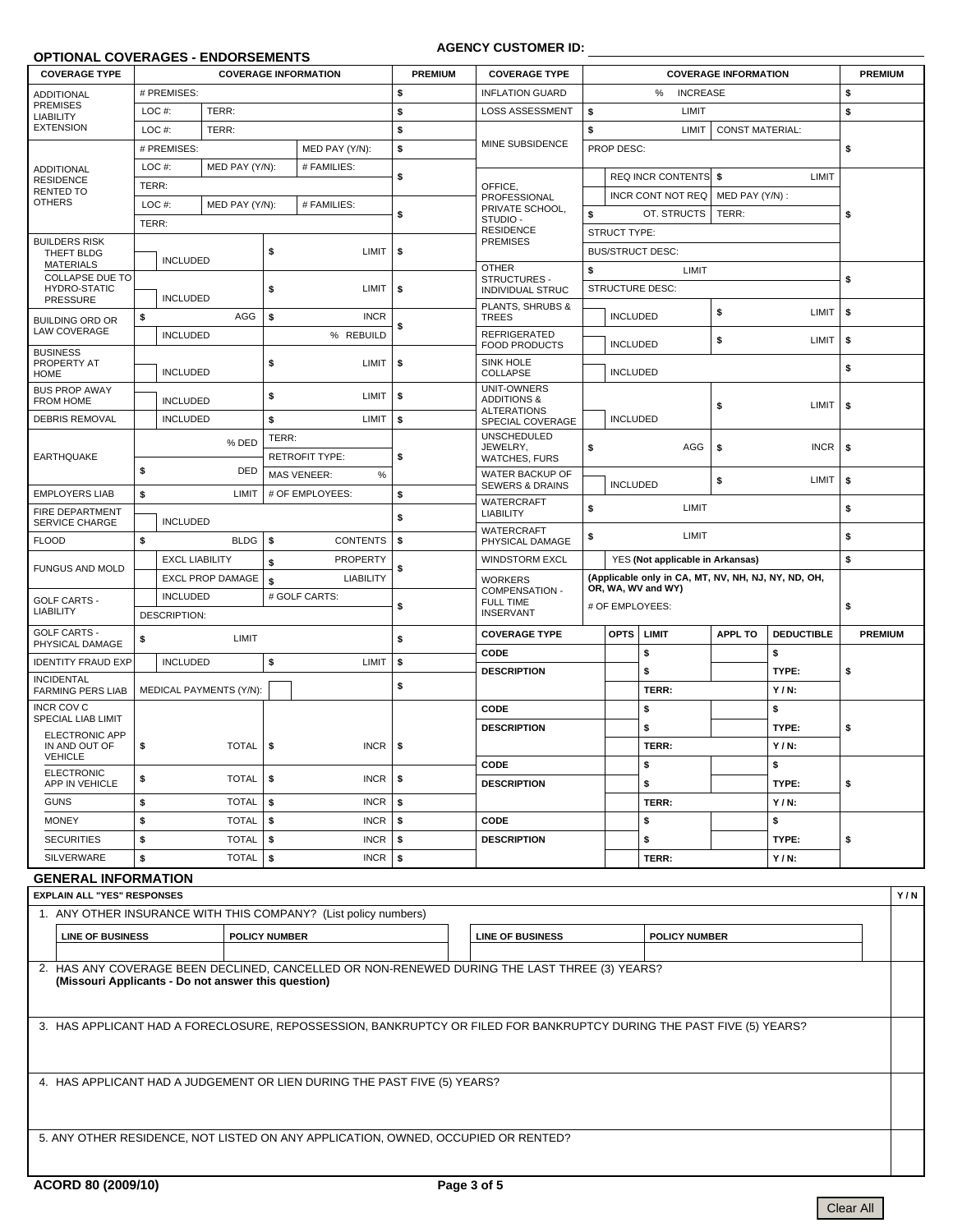**AGENCY CUSTOMER ID:** ______________________

## OPTIONAL COVERAGES - ENDORSEMENTS

| COVERAGE TYPE | COVERAGE INFORMATION | | | | PREMIUM |
|---|---|---|---|---|---|
| ADDITIONAL PREMISES LIABILITY EXTENSION | # PREMISES: | | | | $ |
| | LOC #: | TERR: | | | $ |
| | LOC #: | TERR: | | | $ |
| ADDITIONAL RESIDENCE RENTED TO OTHERS | # PREMISES: | | MED PAY (Y/N): | | $ |
| | LOC #: | MED PAY (Y/N): | # FAMILIES: | | $ |
| | TERR: | | | | |
| | LOC #: | MED PAY (Y/N): | # FAMILIES: | | $ |
| | TERR: | | | | |
| BUILDERS RISK THEFT BLDG MATERIALS | INCLUDED | | $ LIMIT | | $ |
| COLLAPSE DUE TO HYDRO-STATIC PRESSURE | INCLUDED | | $ LIMIT | | $ |
| BUILDING ORD OR LAW COVERAGE | $ AGG | | $ INCR | | $ |
| | INCLUDED | | % REBUILD | | |
| BUSINESS PROPERTY AT HOME | INCLUDED | | $ LIMIT | | $ |
| BUS PROP AWAY FROM HOME | INCLUDED | | $ LIMIT | | $ |
| DEBRIS REMOVAL | INCLUDED | | $ LIMIT | | $ |
| EARTHQUAKE | % DED | | TERR: | | $ |
| | | | RETROFIT TYPE: | | |
| | $ DED | | MAS VENEER: % | | |
| EMPLOYERS LIAB | $ LIMIT | | # OF EMPLOYEES: | | $ |
| FIRE DEPARTMENT SERVICE CHARGE | INCLUDED | | | | $ |
| FLOOD | $ BLDG | | $ CONTENTS | | $ |
| FUNGUS AND MOLD | EXCL LIABILITY | | $ PROPERTY | | $ |
| | EXCL PROP DAMAGE | | $ LIABILITY | | |
| GOLF CARTS - LIABILITY | INCLUDED | | # GOLF CARTS: | | $ |
| | DESCRIPTION: | | | | |
| GOLF CARTS - PHYSICAL DAMAGE | $ LIMIT | | | | $ |
| IDENTITY FRAUD EXP | INCLUDED | | $ LIMIT | | $ |
| INCIDENTAL FARMING PERS LIAB | MEDICAL PAYMENTS (Y/N): | | | | $ |
| INCR COV C SPECIAL LIAB LIMIT | | | | | |
| ELECTRONIC APP IN AND OUT OF VEHICLE | $ TOTAL | | $ INCR | | $ |
| ELECTRONIC APP IN VEHICLE | $ TOTAL | | $ INCR | | $ |
| GUNS | $ TOTAL | | $ INCR | | $ |
| MONEY | $ TOTAL | | $ INCR | | $ |
| SECURITIES | $ TOTAL | | $ INCR | | $ |
| SILVERWARE | $ TOTAL | | $ INCR | | $ |

| COVERAGE TYPE | COVERAGE INFORMATION | | | PREMIUM |
|---|---|---|---|---|
| INFLATION GUARD | % INCREASE | | | $ |
| LOSS ASSESSMENT | $ LIMIT | | | $ |
| MINE SUBSIDENCE | $ LIMIT | CONST MATERIAL: | | $ |
| | PROP DESC: | | | |
| OFFICE, PROFESSIONAL PRIVATE SCHOOL, STUDIO - RESIDENCE PREMISES | REQ INCR CONTENTS | $ LIMIT | | $ |
| | INCR CONT NOT REQ | MED PAY (Y/N) : | | |
| | $ OT. STRUCTS | TERR: | | |
| | STRUCT TYPE: | | | |
| | BUS/STRUCT DESC: | | | |
| OTHER STRUCTURES - INDIVIDUAL STRUC | $ LIMIT | | | $ |
| | STRUCTURE DESC: | | | |
| PLANTS, SHRUBS & TREES | INCLUDED | $ LIMIT | | $ |
| REFRIGERATED FOOD PRODUCTS | INCLUDED | $ LIMIT | | $ |
| SINK HOLE COLLAPSE | INCLUDED | | | $ |
| UNIT-OWNERS ADDITIONS & ALTERATIONS SPECIAL COVERAGE | INCLUDED | $ LIMIT | | $ |
| UNSCHEDULED JEWELRY, WATCHES, FURS | $ AGG | $ INCR | | $ |
| WATER BACKUP OF SEWERS & DRAINS | INCLUDED | $ LIMIT | | $ |
| WATERCRAFT LIABILITY | $ LIMIT | | | $ |
| WATERCRAFT PHYSICAL DAMAGE | $ LIMIT | | | $ |
| WINDSTORM EXCL | YES **(Not applicable in Arkansas)** | | | $ |
| WORKERS COMPENSATION - FULL TIME INSERVANT | **(Applicable only in CA, MT, NV, NH, NJ, NY, ND, OH, OR, WA, WV and WY)** | | | $ |
| | # OF EMPLOYEES: | | | |

| COVERAGE TYPE | OPTS | LIMIT | APPL TO | DEDUCTIBLE | PREMIUM |
|---|---|---|---|---|---|
| CODE | | $ | | $ | |
| DESCRIPTION | | $ | | TYPE: | $ |
| | | TERR: | | Y / N: | |
| CODE | | $ | | $ | |
| DESCRIPTION | | $ | | TYPE: | $ |
| | | TERR: | | Y / N: | |
| CODE | | $ | | $ | |
| DESCRIPTION | | $ | | TYPE: | $ |
| | | TERR: | | Y / N: | |
| CODE | | $ | | $ | |
| DESCRIPTION | | $ | | TYPE: | $ |
| | | TERR: | | Y / N: | |

## GENERAL INFORMATION

| EXPLAIN ALL "YES" RESPONSES | Y / N |
|---|---|
| 1. ANY OTHER INSURANCE WITH THIS COMPANY? (List policy numbers) | |
| 2. HAS ANY COVERAGE BEEN DECLINED, CANCELLED OR NON-RENEWED DURING THE LAST THREE (3) YEARS? **(Missouri Applicants - Do not answer this question)** | |
| 3. HAS APPLICANT HAD A FORECLOSURE, REPOSSESSION, BANKRUPTCY OR FILED FOR BANKRUPTCY DURING THE PAST FIVE (5) YEARS? | |
| 4. HAS APPLICANT HAD A JUDGEMENT OR LIEN DURING THE PAST FIVE (5) YEARS? | |
| 5. ANY OTHER RESIDENCE, NOT LISTED ON ANY APPLICATION, OWNED, OCCUPIED OR RENTED? | |

| LINE OF BUSINESS | POLICY NUMBER | LINE OF BUSINESS | POLICY NUMBER |
|---|---|---|---|
| | | | |

**ACORD 80 (2009/10)**

Clear All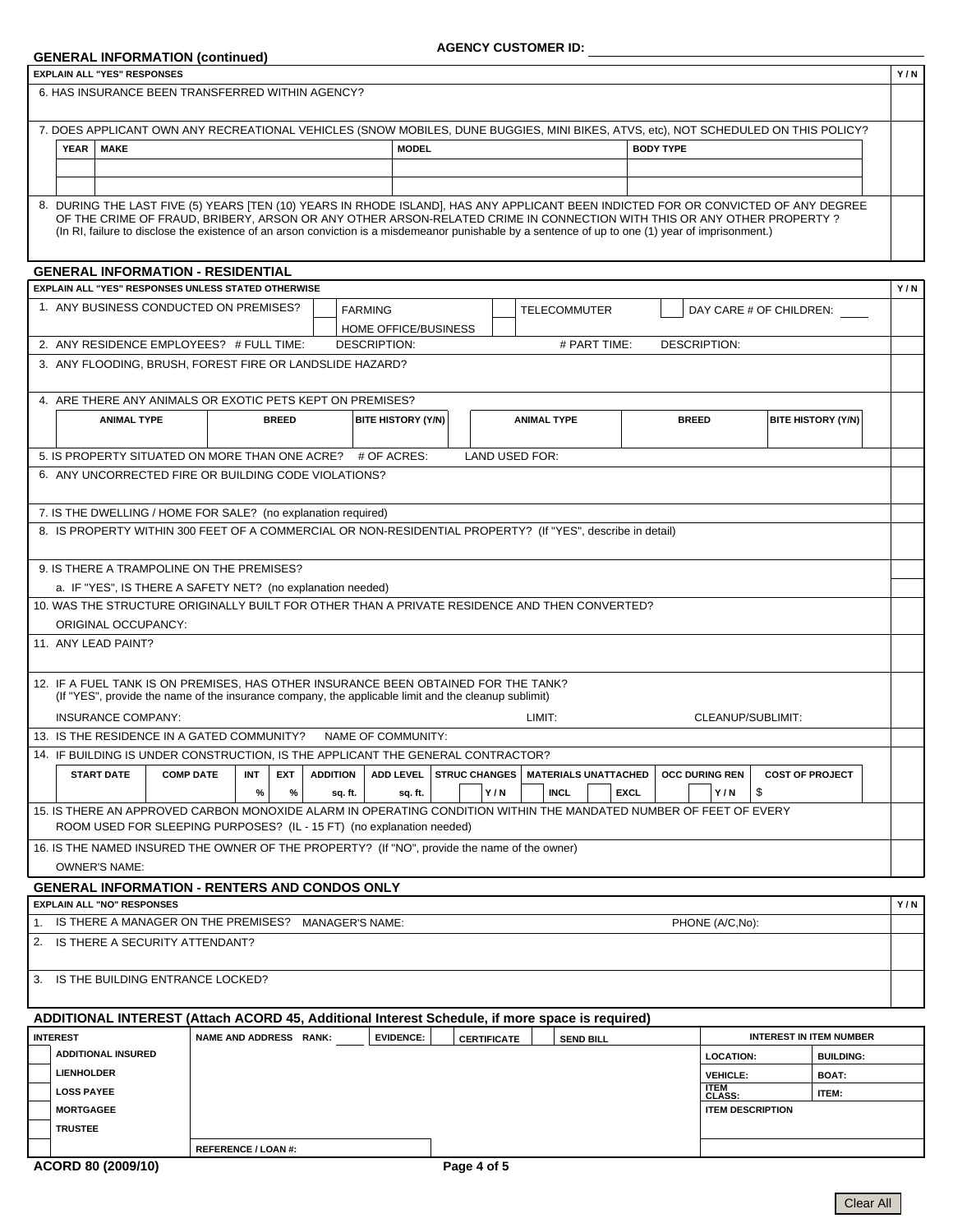AGENCY CUSTOMER ID: ____________

## GENERAL INFORMATION (continued)

| EXPLAIN ALL "YES" RESPONSES | Y / N |
|---|---|
| 6. HAS INSURANCE BEEN TRANSFERRED WITHIN AGENCY? | |
| 7. DOES APPLICANT OWN ANY RECREATIONAL VEHICLES (SNOW MOBILES, DUNE BUGGIES, MINI BIKES, ATVS, etc), NOT SCHEDULED ON THIS POLICY? | |
| 8. DURING THE LAST FIVE (5) YEARS [TEN (10) YEARS IN RHODE ISLAND], HAS ANY APPLICANT BEEN INDICTED FOR OR CONVICTED OF ANY DEGREE OF THE CRIME OF FRAUD, BRIBERY, ARSON OR ANY OTHER ARSON-RELATED CRIME IN CONNECTION WITH THIS OR ANY OTHER PROPERTY? (In RI, failure to disclose the existence of an arson conviction is a misdemeanor punishable by a sentence of up to one (1) year of imprisonment.) | |

| YEAR | MAKE | MODEL | BODY TYPE |
|---|---|---|---|
| | | | |
| | | | |

## GENERAL INFORMATION - RESIDENTIAL

| EXPLAIN ALL "YES" RESPONSES UNLESS STATED OTHERWISE | Y / N |
|---|---|
| 1. ANY BUSINESS CONDUCTED ON PREMISES? ☐ FARMING ☐ HOME OFFICE/BUSINESS ☐ TELECOMMUTER ☐ DAY CARE # OF CHILDREN: | |
| 2. ANY RESIDENCE EMPLOYEES? # FULL TIME: DESCRIPTION: # PART TIME: DESCRIPTION: | |
| 3. ANY FLOODING, BRUSH, FOREST FIRE OR LANDSLIDE HAZARD? | |
| 4. ARE THERE ANY ANIMALS OR EXOTIC PETS KEPT ON PREMISES? | |
| 5. IS PROPERTY SITUATED ON MORE THAN ONE ACRE? # OF ACRES: LAND USED FOR: | |
| 6. ANY UNCORRECTED FIRE OR BUILDING CODE VIOLATIONS? | |
| 7. IS THE DWELLING / HOME FOR SALE? (no explanation required) | |
| 8. IS PROPERTY WITHIN 300 FEET OF A COMMERCIAL OR NON-RESIDENTIAL PROPERTY? (If "YES", describe in detail) | |
| 9. IS THERE A TRAMPOLINE ON THE PREMISES? | |
| a. IF "YES", IS THERE A SAFETY NET? (no explanation needed) | |
| 10. WAS THE STRUCTURE ORIGINALLY BUILT FOR OTHER THAN A PRIVATE RESIDENCE AND THEN CONVERTED? ORIGINAL OCCUPANCY: | |
| 11. ANY LEAD PAINT? | |
| 12. IF A FUEL TANK IS ON PREMISES, HAS OTHER INSURANCE BEEN OBTAINED FOR THE TANK? (If "YES", provide the name of the insurance company, the applicable limit and the cleanup sublimit) INSURANCE COMPANY: LIMIT: CLEANUP/SUBLIMIT: | |
| 13. IS THE RESIDENCE IN A GATED COMMUNITY? NAME OF COMMUNITY: | |
| 14. IF BUILDING IS UNDER CONSTRUCTION, IS THE APPLICANT THE GENERAL CONTRACTOR? | |
| 15. IS THERE AN APPROVED CARBON MONOXIDE ALARM IN OPERATING CONDITION WITHIN THE MANDATED NUMBER OF FEET OF EVERY ROOM USED FOR SLEEPING PURPOSES? (IL - 15 FT) (no explanation needed) | |
| 16. IS THE NAMED INSURED THE OWNER OF THE PROPERTY? (If "NO", provide the name of the owner) OWNER'S NAME: | |

| ANIMAL TYPE | BREED | BITE HISTORY (Y/N) | ANIMAL TYPE | BREED | BITE HISTORY (Y/N) |
|---|---|---|---|---|---|
| | | | | | |

| START DATE | COMP DATE | INT | EXT | ADDITION | ADD LEVEL | STRUC CHANGES | MATERIALS UNATTACHED | OCC DURING REN | COST OF PROJECT |
|---|---|---|---|---|---|---|---|---|---|
| | | % | % | sq. ft. | sq. ft. | Y / N | ☐ INCL ☐ EXCL | Y / N | $ |

## GENERAL INFORMATION - RENTERS AND CONDOS ONLY

| EXPLAIN ALL "NO" RESPONSES | Y / N |
|---|---|
| 1. IS THERE A MANAGER ON THE PREMISES? MANAGER'S NAME: PHONE (A/C,No): | |
| 2. IS THERE A SECURITY ATTENDANT? | |
| 3. IS THE BUILDING ENTRANCE LOCKED? | |

## ADDITIONAL INTEREST (Attach ACORD 45, Additional Interest Schedule, if more space is required)

| INTEREST | NAME AND ADDRESS RANK: EVIDENCE: ☐ CERTIFICATE ☐ SEND BILL | INTEREST IN ITEM NUMBER | |
|---|---|---|---|
| ☐ ADDITIONAL INSURED | | LOCATION: | BUILDING: |
| ☐ LIENHOLDER | | VEHICLE: | BOAT: |
| ☐ LOSS PAYEE | | ITEM CLASS: | ITEM: |
| ☐ MORTGAGEE | | ITEM DESCRIPTION | |
| ☐ TRUSTEE | | | |
| ☐ | REFERENCE / LOAN #: | | |

ACORD 80 (2009/10)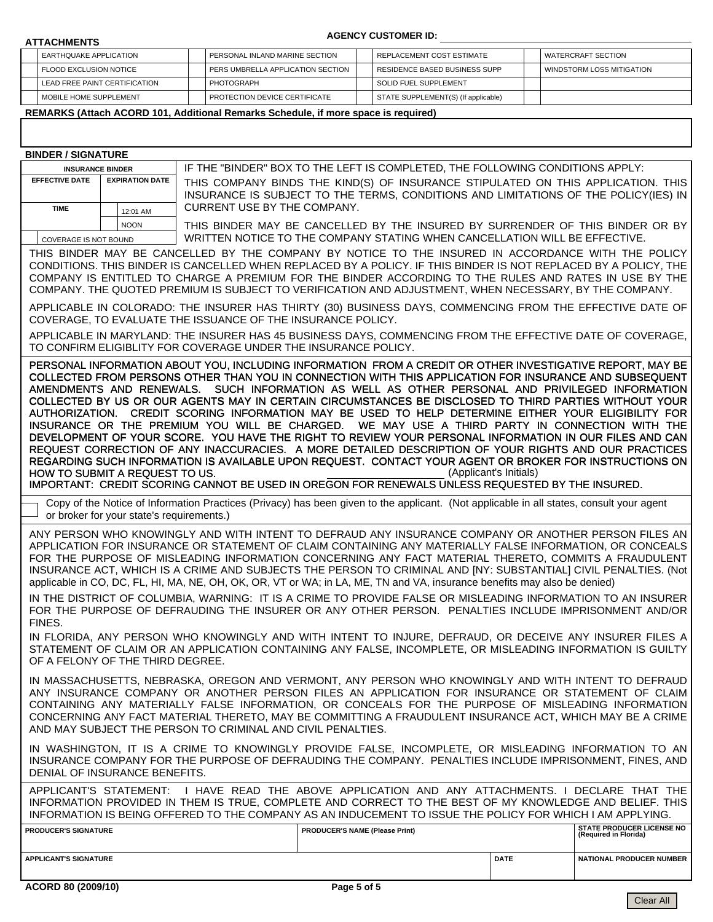**AGENCY CUSTOMER ID:** ______________________

**ATTACHMENTS**

| | | | | | | | |
|---|---|---|---|---|---|---|---|
| | EARTHQUAKE APPLICATION | | PERSONAL INLAND MARINE SECTION | | REPLACEMENT COST ESTIMATE | | WATERCRAFT SECTION |
| | FLOOD EXCLUSION NOTICE | | PERS UMBRELLA APPLICATION SECTION | | RESIDENCE BASED BUSINESS SUPP | | WINDSTORM LOSS MITIGATION |
| | LEAD FREE PAINT CERTIFICATION | | PHOTOGRAPH | | SOLID FUEL SUPPLEMENT | | |
| | MOBILE HOME SUPPLEMENT | | PROTECTION DEVICE CERTIFICATE | | STATE SUPPLEMENT(S) (If applicable) | | |

**REMARKS (Attach ACORD 101, Additional Remarks Schedule, if more space is required)**

**BINDER / SIGNATURE**

| INSURANCE BINDER | | |
|---|---|---|
| EFFECTIVE DATE | EXPIRATION DATE | |
| TIME | | 12:01 AM |
| | | NOON |
| COVERAGE IS NOT BOUND | | |

IF THE "BINDER" BOX TO THE LEFT IS COMPLETED, THE FOLLOWING CONDITIONS APPLY:

THIS COMPANY BINDS THE KIND(S) OF INSURANCE STIPULATED ON THIS APPLICATION. THIS INSURANCE IS SUBJECT TO THE TERMS, CONDITIONS AND LIMITATIONS OF THE POLICY(IES) IN CURRENT USE BY THE COMPANY.

THIS BINDER MAY BE CANCELLED BY THE INSURED BY SURRENDER OF THIS BINDER OR BY WRITTEN NOTICE TO THE COMPANY STATING WHEN CANCELLATION WILL BE EFFECTIVE. THIS BINDER MAY BE CANCELLED BY THE COMPANY BY NOTICE TO THE INSURED IN ACCORDANCE WITH THE POLICY CONDITIONS. THIS BINDER IS CANCELLED WHEN REPLACED BY A POLICY. IF THIS BINDER IS NOT REPLACED BY A POLICY, THE COMPANY IS ENTITLED TO CHARGE A PREMIUM FOR THE BINDER ACCORDING TO THE RULES AND RATES IN USE BY THE COMPANY. THE QUOTED PREMIUM IS SUBJECT TO VERIFICATION AND ADJUSTMENT, WHEN NECESSARY, BY THE COMPANY.

APPLICABLE IN COLORADO: THE INSURER HAS THIRTY (30) BUSINESS DAYS, COMMENCING FROM THE EFFECTIVE DATE OF COVERAGE, TO EVALUATE THE ISSUANCE OF THE INSURANCE POLICY.

APPLICABLE IN MARYLAND: THE INSURER HAS 45 BUSINESS DAYS, COMMENCING FROM THE EFFECTIVE DATE OF COVERAGE, TO CONFIRM ELIGIBLITY FOR COVERAGE UNDER THE INSURANCE POLICY.

PERSONAL INFORMATION ABOUT YOU, INCLUDING INFORMATION FROM A CREDIT OR OTHER INVESTIGATIVE REPORT, MAY BE COLLECTED FROM PERSONS OTHER THAN YOU IN CONNECTION WITH THIS APPLICATION FOR INSURANCE AND SUBSEQUENT AMENDMENTS AND RENEWALS. SUCH INFORMATION AS WELL AS OTHER PERSONAL AND PRIVILEGED INFORMATION COLLECTED BY US OR OUR AGENTS MAY IN CERTAIN CIRCUMSTANCES BE DISCLOSED TO THIRD PARTIES WITHOUT YOUR AUTHORIZATION. CREDIT SCORING INFORMATION MAY BE USED TO HELP DETERMINE EITHER YOUR ELIGIBILITY FOR INSURANCE OR THE PREMIUM YOU WILL BE CHARGED. WE MAY USE A THIRD PARTY IN CONNECTION WITH THE DEVELOPMENT OF YOUR SCORE. YOU HAVE THE RIGHT TO REVIEW YOUR PERSONAL INFORMATION IN OUR FILES AND CAN REQUEST CORRECTION OF ANY INACCURACIES. A MORE DETAILED DESCRIPTION OF YOUR RIGHTS AND OUR PRACTICES REGARDING SUCH INFORMATION IS AVAILABLE UPON REQUEST. CONTACT YOUR AGENT OR BROKER FOR INSTRUCTIONS ON HOW TO SUBMIT A REQUEST TO US. ____________________ (Applicant's Initials)

IMPORTANT: CREDIT SCORING CANNOT BE USED IN OREGON FOR RENEWALS UNLESS REQUESTED BY THE INSURED.

☐ Copy of the Notice of Information Practices (Privacy) has been given to the applicant. (Not applicable in all states, consult your agent or broker for your state's requirements.)

ANY PERSON WHO KNOWINGLY AND WITH INTENT TO DEFRAUD ANY INSURANCE COMPANY OR ANOTHER PERSON FILES AN APPLICATION FOR INSURANCE OR STATEMENT OF CLAIM CONTAINING ANY MATERIALLY FALSE INFORMATION, OR CONCEALS FOR THE PURPOSE OF MISLEADING INFORMATION CONCERNING ANY FACT MATERIAL THERETO, COMMITS A FRAUDULENT INSURANCE ACT, WHICH IS A CRIME AND SUBJECTS THE PERSON TO CRIMINAL AND [NY: SUBSTANTIAL] CIVIL PENALTIES. (Not applicable in CO, DC, FL, HI, MA, NE, OH, OK, OR, VT or WA; in LA, ME, TN and VA, insurance benefits may also be denied)

IN THE DISTRICT OF COLUMBIA, WARNING: IT IS A CRIME TO PROVIDE FALSE OR MISLEADING INFORMATION TO AN INSURER FOR THE PURPOSE OF DEFRAUDING THE INSURER OR ANY OTHER PERSON. PENALTIES INCLUDE IMPRISONMENT AND/OR FINES.

IN FLORIDA, ANY PERSON WHO KNOWINGLY AND WITH INTENT TO INJURE, DEFRAUD, OR DECEIVE ANY INSURER FILES A STATEMENT OF CLAIM OR AN APPLICATION CONTAINING ANY FALSE, INCOMPLETE, OR MISLEADING INFORMATION IS GUILTY OF A FELONY OF THE THIRD DEGREE.

IN MASSACHUSETTS, NEBRASKA, OREGON AND VERMONT, ANY PERSON WHO KNOWINGLY AND WITH INTENT TO DEFRAUD ANY INSURANCE COMPANY OR ANOTHER PERSON FILES AN APPLICATION FOR INSURANCE OR STATEMENT OF CLAIM CONTAINING ANY MATERIALLY FALSE INFORMATION, OR CONCEALS FOR THE PURPOSE OF MISLEADING INFORMATION CONCERNING ANY FACT MATERIAL THERETO, MAY BE COMMITTING A FRAUDULENT INSURANCE ACT, WHICH MAY BE A CRIME AND MAY SUBJECT THE PERSON TO CRIMINAL AND CIVIL PENALTIES.

IN WASHINGTON, IT IS A CRIME TO KNOWINGLY PROVIDE FALSE, INCOMPLETE, OR MISLEADING INFORMATION TO AN INSURANCE COMPANY FOR THE PURPOSE OF DEFRAUDING THE COMPANY. PENALTIES INCLUDE IMPRISONMENT, FINES, AND DENIAL OF INSURANCE BENEFITS.

APPLICANT'S STATEMENT: I HAVE READ THE ABOVE APPLICATION AND ANY ATTACHMENTS. I DECLARE THAT THE INFORMATION PROVIDED IN THEM IS TRUE, COMPLETE AND CORRECT TO THE BEST OF MY KNOWLEDGE AND BELIEF. THIS INFORMATION IS BEING OFFERED TO THE COMPANY AS AN INDUCEMENT TO ISSUE THE POLICY FOR WHICH I AM APPLYING.

| PRODUCER'S SIGNATURE | PRODUCER'S NAME (Please Print) | | STATE PRODUCER LICENSE NO (Required in Florida) |
|---|---|---|---|
| APPLICANT'S SIGNATURE | | DATE | NATIONAL PRODUCER NUMBER |

ACORD 80 (2009/10)

Clear All